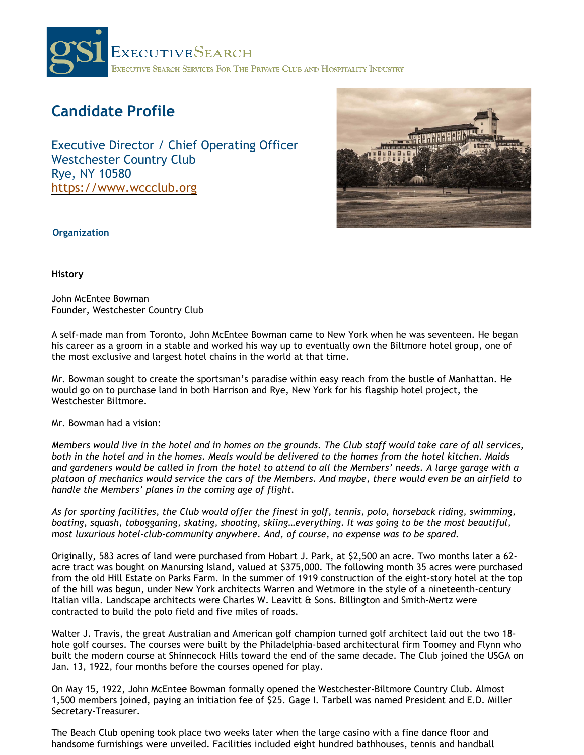gsi Executive Search

Executive Search Services For The Private Club and Hospitality Industry

# Candidate Profile

## Executive Director / Chief Operating Officer
## Westchester Country Club
## Rye, NY 10580
## [https://www.wccclub.org](https://www.wccclub.org)

### Organization

---

**History**

John McEntee Bowman
Founder, Westchester Country Club

A self-made man from Toronto, John McEntee Bowman came to New York when he was seventeen. He began his career as a groom in a stable and worked his way up to eventually own the Biltmore hotel group, one of the most exclusive and largest hotel chains in the world at that time.

Mr. Bowman sought to create the sportsman's paradise within easy reach from the bustle of Manhattan. He would go on to purchase land in both Harrison and Rye, New York for his flagship hotel project, the Westchester Biltmore.

Mr. Bowman had a vision:

*Members would live in the hotel and in homes on the grounds. The Club staff would take care of all services, both in the hotel and in the homes. Meals would be delivered to the homes from the hotel kitchen. Maids and gardeners would be called in from the hotel to attend to all the Members' needs. A large garage with a platoon of mechanics would service the cars of the Members. And maybe, there would even be an airfield to handle the Members' planes in the coming age of flight.*

*As for sporting facilities, the Club would offer the finest in golf, tennis, polo, horseback riding, swimming, boating, squash, tobogganing, skating, shooting, skiing…everything. It was going to be the most beautiful, most luxurious hotel-club-community anywhere. And, of course, no expense was to be spared.*

Originally, 583 acres of land were purchased from Hobart J. Park, at $2,500 an acre. Two months later a 62-acre tract was bought on Manursing Island, valued at $375,000. The following month 35 acres were purchased from the old Hill Estate on Parks Farm. In the summer of 1919 construction of the eight-story hotel at the top of the hill was begun, under New York architects Warren and Wetmore in the style of a nineteenth-century Italian villa. Landscape architects were Charles W. Leavitt & Sons. Billington and Smith-Mertz were contracted to build the polo field and five miles of roads.

Walter J. Travis, the great Australian and American golf champion turned golf architect laid out the two 18-hole golf courses. The courses were built by the Philadelphia-based architectural firm Toomey and Flynn who built the modern course at Shinnecock Hills toward the end of the same decade. The Club joined the USGA on Jan. 13, 1922, four months before the courses opened for play.

On May 15, 1922, John McEntee Bowman formally opened the Westchester-Biltmore Country Club. Almost 1,500 members joined, paying an initiation fee of $25. Gage I. Tarbell was named President and E.D. Miller Secretary-Treasurer.

The Beach Club opening took place two weeks later when the large casino with a fine dance floor and handsome furnishings were unveiled. Facilities included eight hundred bathhouses, tennis and handball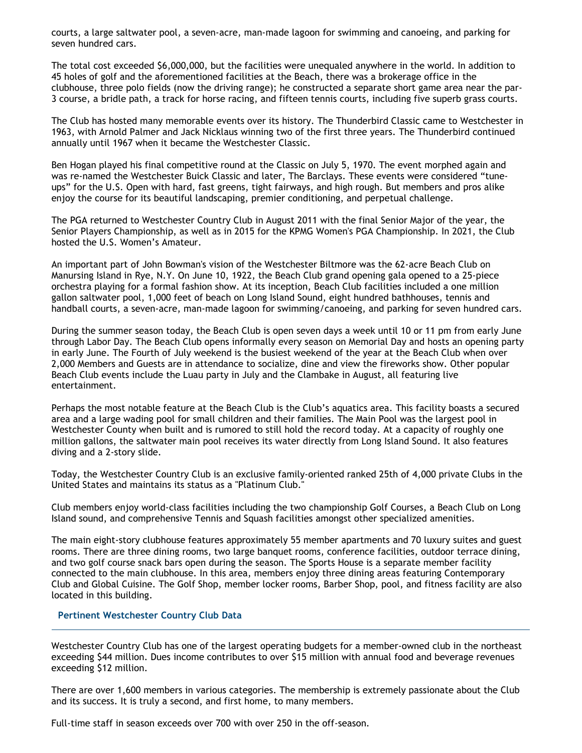courts, a large saltwater pool, a seven-acre, man-made lagoon for swimming and canoeing, and parking for seven hundred cars.

The total cost exceeded $6,000,000, but the facilities were unequaled anywhere in the world. In addition to 45 holes of golf and the aforementioned facilities at the Beach, there was a brokerage office in the clubhouse, three polo fields (now the driving range); he constructed a separate short game area near the par-3 course, a bridle path, a track for horse racing, and fifteen tennis courts, including five superb grass courts.

The Club has hosted many memorable events over its history. The Thunderbird Classic came to Westchester in 1963, with Arnold Palmer and Jack Nicklaus winning two of the first three years. The Thunderbird continued annually until 1967 when it became the Westchester Classic.

Ben Hogan played his final competitive round at the Classic on July 5, 1970. The event morphed again and was re-named the Westchester Buick Classic and later, The Barclays. These events were considered "tune-ups" for the U.S. Open with hard, fast greens, tight fairways, and high rough. But members and pros alike enjoy the course for its beautiful landscaping, premier conditioning, and perpetual challenge.

The PGA returned to Westchester Country Club in August 2011 with the final Senior Major of the year, the Senior Players Championship, as well as in 2015 for the KPMG Women's PGA Championship. In 2021, the Club hosted the U.S. Women's Amateur.

An important part of John Bowman's vision of the Westchester Biltmore was the 62-acre Beach Club on Manursing Island in Rye, N.Y. On June 10, 1922, the Beach Club grand opening gala opened to a 25-piece orchestra playing for a formal fashion show. At its inception, Beach Club facilities included a one million gallon saltwater pool, 1,000 feet of beach on Long Island Sound, eight hundred bathhouses, tennis and handball courts, a seven-acre, man-made lagoon for swimming/canoeing, and parking for seven hundred cars.

During the summer season today, the Beach Club is open seven days a week until 10 or 11 pm from early June through Labor Day. The Beach Club opens informally every season on Memorial Day and hosts an opening party in early June. The Fourth of July weekend is the busiest weekend of the year at the Beach Club when over 2,000 Members and Guests are in attendance to socialize, dine and view the fireworks show. Other popular Beach Club events include the Luau party in July and the Clambake in August, all featuring live entertainment.

Perhaps the most notable feature at the Beach Club is the Club's aquatics area. This facility boasts a secured area and a large wading pool for small children and their families. The Main Pool was the largest pool in Westchester County when built and is rumored to still hold the record today. At a capacity of roughly one million gallons, the saltwater main pool receives its water directly from Long Island Sound. It also features diving and a 2-story slide.

Today, the Westchester Country Club is an exclusive family-oriented ranked 25th of 4,000 private Clubs in the United States and maintains its status as a "Platinum Club."

Club members enjoy world-class facilities including the two championship Golf Courses, a Beach Club on Long Island sound, and comprehensive Tennis and Squash facilities amongst other specialized amenities.

The main eight-story clubhouse features approximately 55 member apartments and 70 luxury suites and guest rooms. There are three dining rooms, two large banquet rooms, conference facilities, outdoor terrace dining, and two golf course snack bars open during the season. The Sports House is a separate member facility connected to the main clubhouse. In this area, members enjoy three dining areas featuring Contemporary Club and Global Cuisine. The Golf Shop, member locker rooms, Barber Shop, pool, and fitness facility are also located in this building.

## Pertinent Westchester Country Club Data

Westchester Country Club has one of the largest operating budgets for a member-owned club in the northeast exceeding $44 million. Dues income contributes to over $15 million with annual food and beverage revenues exceeding $12 million.

There are over 1,600 members in various categories. The membership is extremely passionate about the Club and its success. It is truly a second, and first home, to many members.

Full-time staff in season exceeds over 700 with over 250 in the off-season.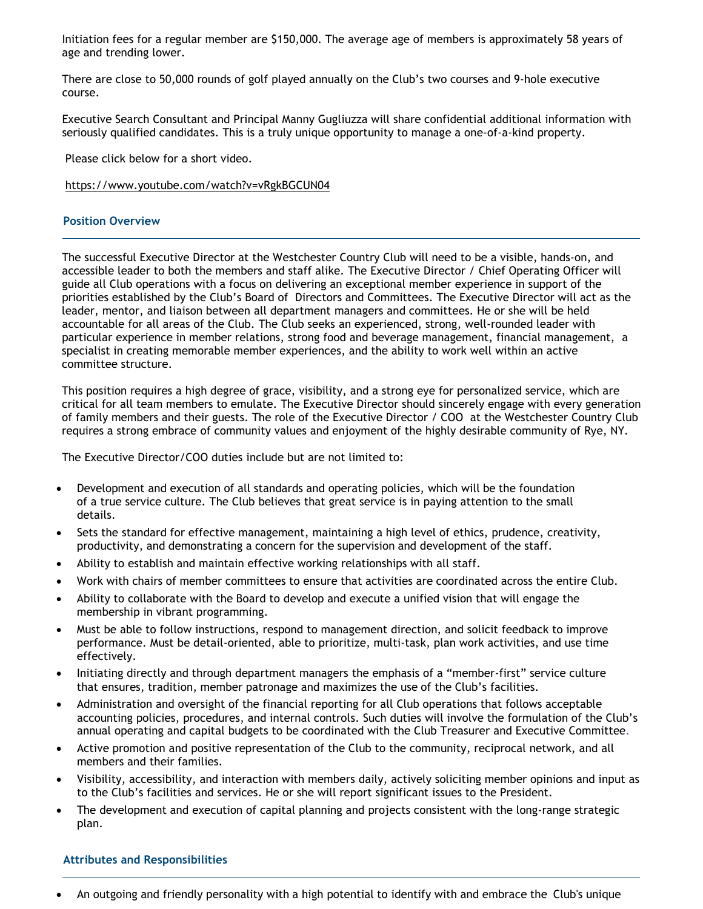Initiation fees for a regular member are $150,000. The average age of members is approximately 58 years of age and trending lower.

There are close to 50,000 rounds of golf played annually on the Club's two courses and 9-hole executive course.

Executive Search Consultant and Principal Manny Gugliuzza will share confidential additional information with seriously qualified candidates. This is a truly unique opportunity to manage a one-of-a-kind property.

Please click below for a short video.

https://www.youtube.com/watch?v=vRgkBGCUN04

## Position Overview

The successful Executive Director at the Westchester Country Club will need to be a visible, hands-on, and accessible leader to both the members and staff alike. The Executive Director / Chief Operating Officer will guide all Club operations with a focus on delivering an exceptional member experience in support of the priorities established by the Club's Board of Directors and Committees. The Executive Director will act as the leader, mentor, and liaison between all department managers and committees. He or she will be held accountable for all areas of the Club. The Club seeks an experienced, strong, well-rounded leader with particular experience in member relations, strong food and beverage management, financial management, a specialist in creating memorable member experiences, and the ability to work well within an active committee structure.

This position requires a high degree of grace, visibility, and a strong eye for personalized service, which are critical for all team members to emulate. The Executive Director should sincerely engage with every generation of family members and their guests. The role of the Executive Director / COO at the Westchester Country Club requires a strong embrace of community values and enjoyment of the highly desirable community of Rye, NY.

The Executive Director/COO duties include but are not limited to:

- Development and execution of all standards and operating policies, which will be the foundation of a true service culture. The Club believes that great service is in paying attention to the small details.
- Sets the standard for effective management, maintaining a high level of ethics, prudence, creativity, productivity, and demonstrating a concern for the supervision and development of the staff.
- Ability to establish and maintain effective working relationships with all staff.
- Work with chairs of member committees to ensure that activities are coordinated across the entire Club.
- Ability to collaborate with the Board to develop and execute a unified vision that will engage the membership in vibrant programming.
- Must be able to follow instructions, respond to management direction, and solicit feedback to improve performance. Must be detail-oriented, able to prioritize, multi-task, plan work activities, and use time effectively.
- Initiating directly and through department managers the emphasis of a "member-first" service culture that ensures, tradition, member patronage and maximizes the use of the Club's facilities.
- Administration and oversight of the financial reporting for all Club operations that follows acceptable accounting policies, procedures, and internal controls. Such duties will involve the formulation of the Club's annual operating and capital budgets to be coordinated with the Club Treasurer and Executive Committee.
- Active promotion and positive representation of the Club to the community, reciprocal network, and all members and their families.
- Visibility, accessibility, and interaction with members daily, actively soliciting member opinions and input as to the Club's facilities and services. He or she will report significant issues to the President.
- The development and execution of capital planning and projects consistent with the long-range strategic plan.

## Attributes and Responsibilities

- An outgoing and friendly personality with a high potential to identify with and embrace the Club's unique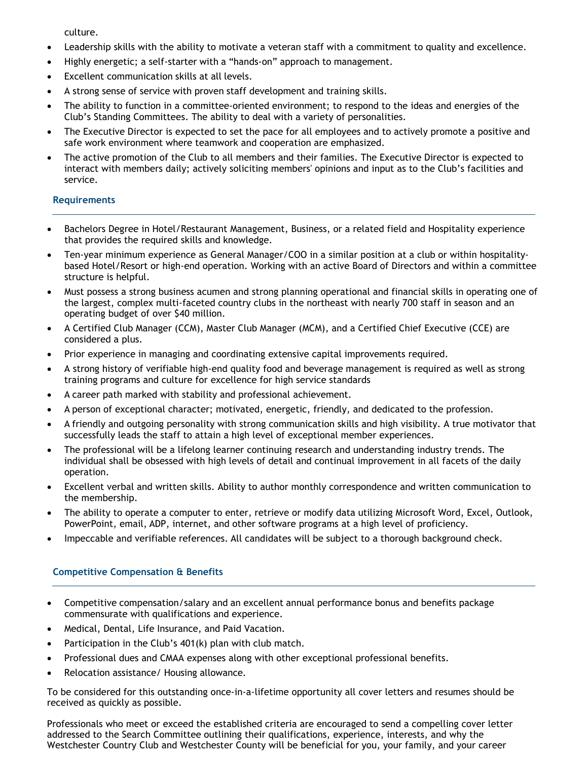culture.

- Leadership skills with the ability to motivate a veteran staff with a commitment to quality and excellence.
- Highly energetic; a self-starter with a "hands-on" approach to management.
- Excellent communication skills at all levels.
- A strong sense of service with proven staff development and training skills.
- The ability to function in a committee-oriented environment; to respond to the ideas and energies of the Club's Standing Committees. The ability to deal with a variety of personalities.
- The Executive Director is expected to set the pace for all employees and to actively promote a positive and safe work environment where teamwork and cooperation are emphasized.
- The active promotion of the Club to all members and their families. The Executive Director is expected to interact with members daily; actively soliciting members' opinions and input as to the Club's facilities and service.

### Requirements

- Bachelors Degree in Hotel/Restaurant Management, Business, or a related field and Hospitality experience that provides the required skills and knowledge.
- Ten-year minimum experience as General Manager/COO in a similar position at a club or within hospitality-based Hotel/Resort or high-end operation. Working with an active Board of Directors and within a committee structure is helpful.
- Must possess a strong business acumen and strong planning operational and financial skills in operating one of the largest, complex multi-faceted country clubs in the northeast with nearly 700 staff in season and an operating budget of over $40 million.
- A Certified Club Manager (CCM), Master Club Manager (MCM), and a Certified Chief Executive (CCE) are considered a plus.
- Prior experience in managing and coordinating extensive capital improvements required.
- A strong history of verifiable high-end quality food and beverage management is required as well as strong training programs and culture for excellence for high service standards
- A career path marked with stability and professional achievement.
- A person of exceptional character; motivated, energetic, friendly, and dedicated to the profession.
- A friendly and outgoing personality with strong communication skills and high visibility. A true motivator that successfully leads the staff to attain a high level of exceptional member experiences.
- The professional will be a lifelong learner continuing research and understanding industry trends. The individual shall be obsessed with high levels of detail and continual improvement in all facets of the daily operation.
- Excellent verbal and written skills. Ability to author monthly correspondence and written communication to the membership.
- The ability to operate a computer to enter, retrieve or modify data utilizing Microsoft Word, Excel, Outlook, PowerPoint, email, ADP, internet, and other software programs at a high level of proficiency.
- Impeccable and verifiable references. All candidates will be subject to a thorough background check.

### Competitive Compensation & Benefits

- Competitive compensation/salary and an excellent annual performance bonus and benefits package commensurate with qualifications and experience.
- Medical, Dental, Life Insurance, and Paid Vacation.
- Participation in the Club's 401(k) plan with club match.
- Professional dues and CMAA expenses along with other exceptional professional benefits.
- Relocation assistance/ Housing allowance.

To be considered for this outstanding once-in-a-lifetime opportunity all cover letters and resumes should be received as quickly as possible.

Professionals who meet or exceed the established criteria are encouraged to send a compelling cover letter addressed to the Search Committee outlining their qualifications, experience, interests, and why the Westchester Country Club and Westchester County will be beneficial for you, your family, and your career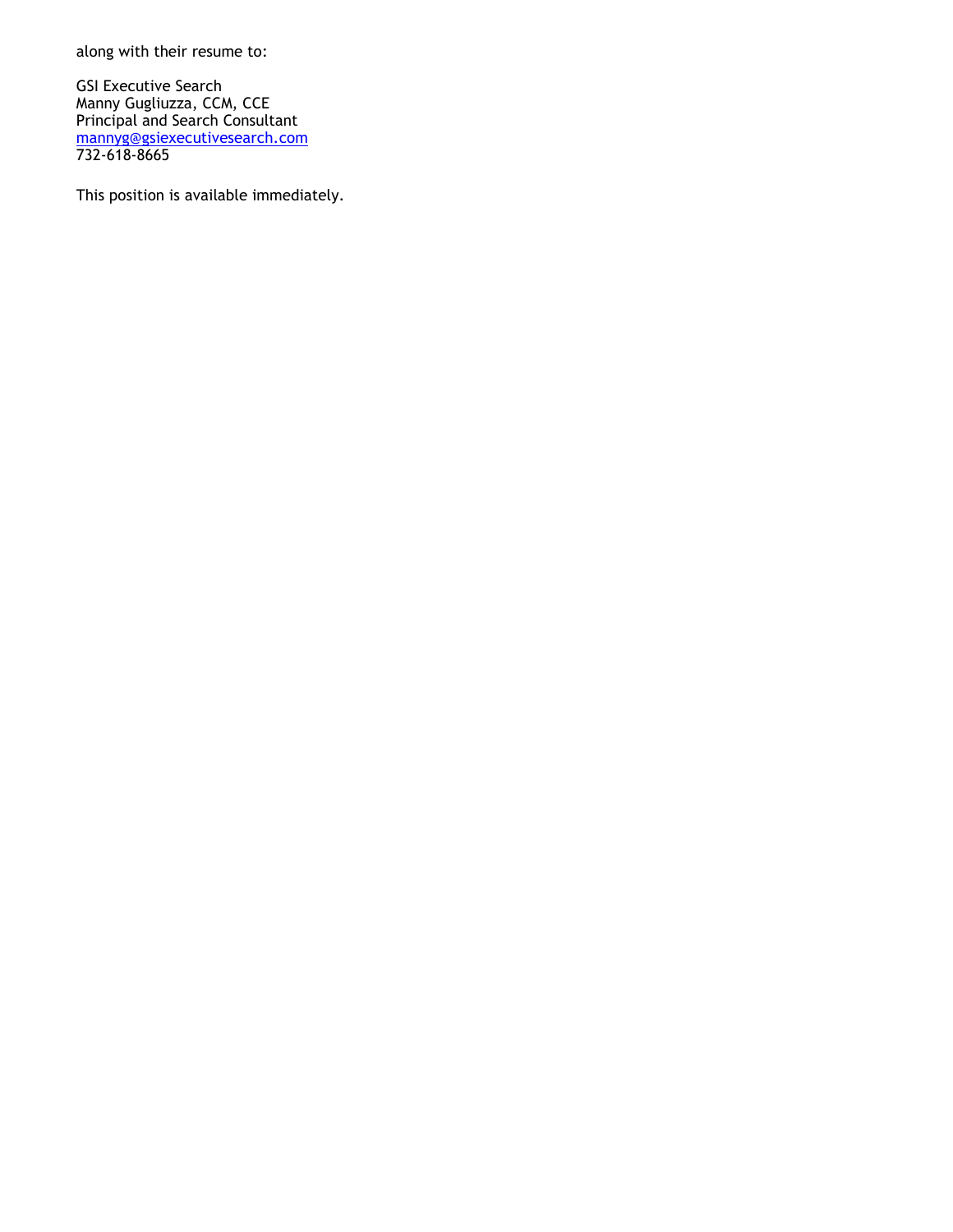along with their resume to:

GSI Executive Search
Manny Gugliuzza, CCM, CCE
Principal and Search Consultant
mannyg@gsiexecutivesearch.com
732-618-8665

This position is available immediately.